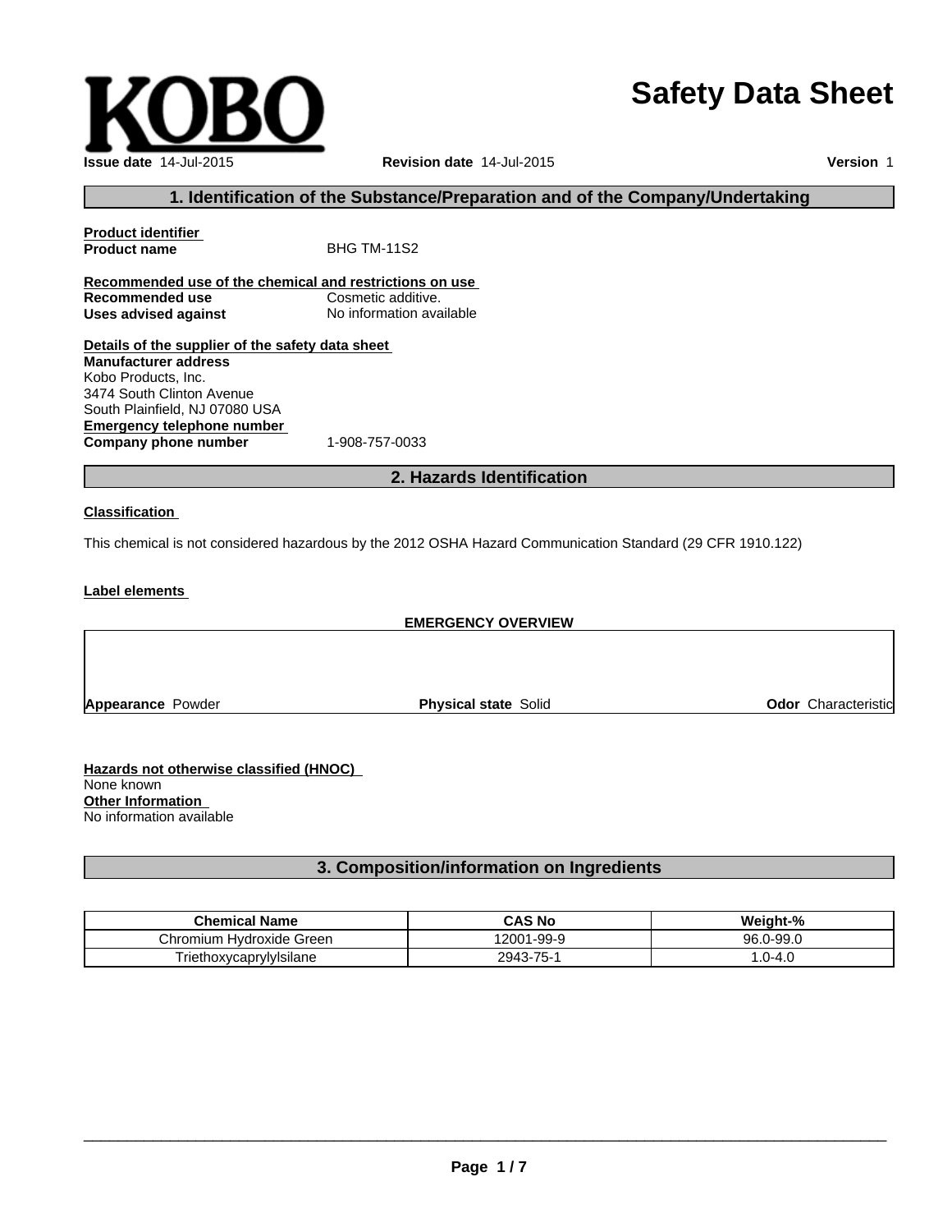KOBO

# Safety Data Sheet

**Issue date** 14-Jul-2015 **Revision date** 14-Jul-2015 **Version** 1

## 1. Identification of the Substance/Preparation and of the Company/Undertaking

**Product identifier**

**Product name** BHG TM-11S2

**Recommended use of the chemical and restrictions on use**

**Recommended use** Cosmetic additive.

**Uses advised against** No information available

**Details of the supplier of the safety data sheet**

**Manufacturer address**

Kobo Products, Inc.
3474 South Clinton Avenue
South Plainfield, NJ 07080 USA

**Emergency telephone number**

**Company phone number** 1-908-757-0033

## 2. Hazards Identification

**Classification**

This chemical is not considered hazardous by the 2012 OSHA Hazard Communication Standard (29 CFR 1910.122)

**Label elements**

**EMERGENCY OVERVIEW**

**Appearance** Powder **Physical state** Solid **Odor** Characteristic

**Hazards not otherwise classified (HNOC)**

None known

**Other Information**

No information available

## 3. Composition/information on Ingredients

| Chemical Name | CAS No | Weight-% |
| --- | --- | --- |
| Chromium Hydroxide Green | 12001-99-9 | 96.0-99.0 |
| Triethoxycaprylylsilane | 2943-75-1 | 1.0-4.0 |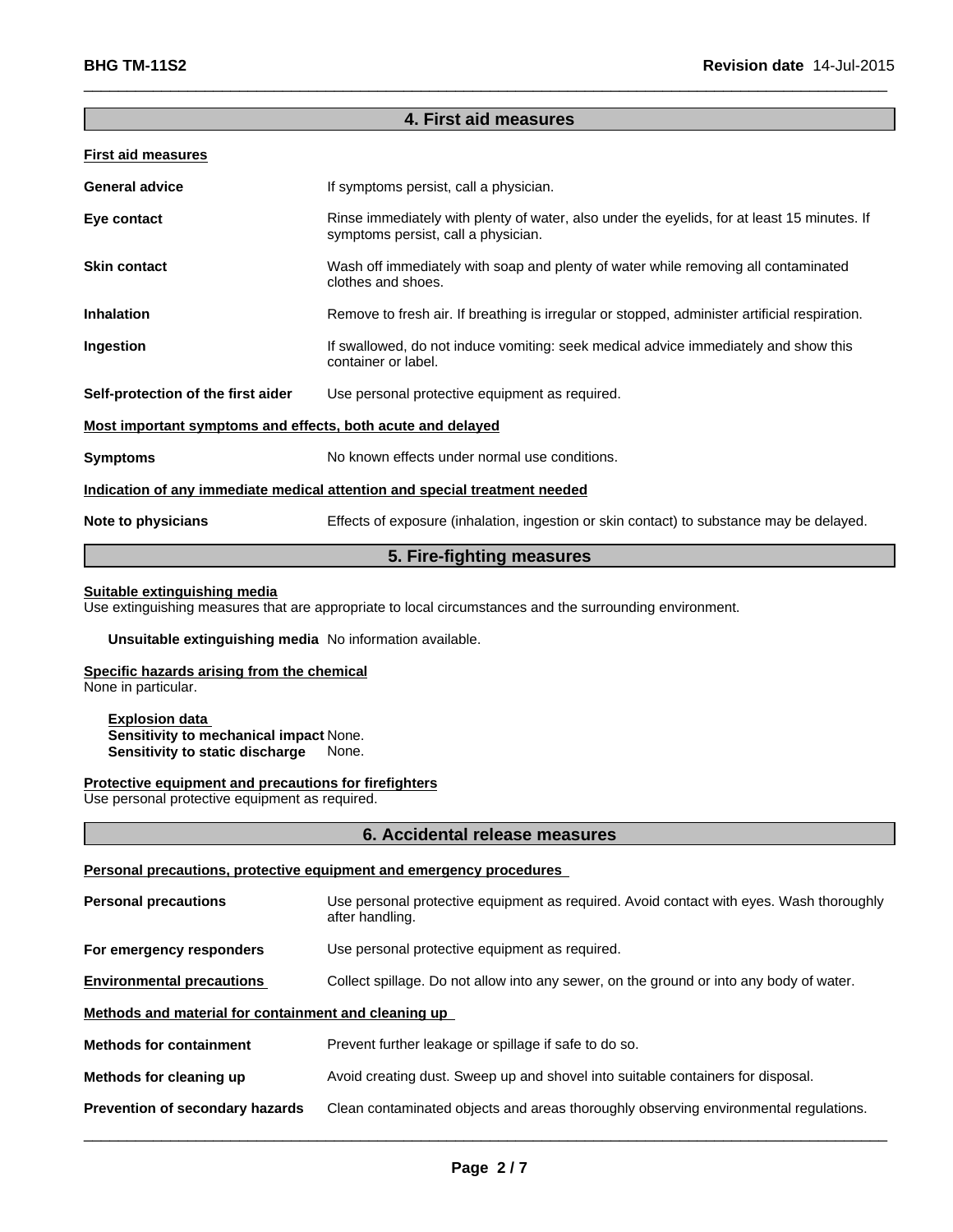## 4. First aid measures

**First aid measures**

| | |
|---|---|
| **General advice** | If symptoms persist, call a physician. |
| **Eye contact** | Rinse immediately with plenty of water, also under the eyelids, for at least 15 minutes. If symptoms persist, call a physician. |
| **Skin contact** | Wash off immediately with soap and plenty of water while removing all contaminated clothes and shoes. |
| **Inhalation** | Remove to fresh air. If breathing is irregular or stopped, administer artificial respiration. |
| **Ingestion** | If swallowed, do not induce vomiting: seek medical advice immediately and show this container or label. |
| **Self-protection of the first aider** | Use personal protective equipment as required. |

**Most important symptoms and effects, both acute and delayed**

| | |
|---|---|
| **Symptoms** | No known effects under normal use conditions. |

**Indication of any immediate medical attention and special treatment needed**

| | |
|---|---|
| **Note to physicians** | Effects of exposure (inhalation, ingestion or skin contact) to substance may be delayed. |

## 5. Fire-fighting measures

**Suitable extinguishing media**
Use extinguishing measures that are appropriate to local circumstances and the surrounding environment.

**Unsuitable extinguishing media** No information available.

**Specific hazards arising from the chemical**
None in particular.

**Explosion data**
**Sensitivity to mechanical impact** None.
**Sensitivity to static discharge** None.

**Protective equipment and precautions for firefighters**
Use personal protective equipment as required.

## 6. Accidental release measures

**Personal precautions, protective equipment and emergency procedures**

| | |
|---|---|
| **Personal precautions** | Use personal protective equipment as required. Avoid contact with eyes. Wash thoroughly after handling. |
| **For emergency responders** | Use personal protective equipment as required. |
| **Environmental precautions** | Collect spillage. Do not allow into any sewer, on the ground or into any body of water. |

**Methods and material for containment and cleaning up**

| | |
|---|---|
| **Methods for containment** | Prevent further leakage or spillage if safe to do so. |
| **Methods for cleaning up** | Avoid creating dust. Sweep up and shovel into suitable containers for disposal. |
| **Prevention of secondary hazards** | Clean contaminated objects and areas thoroughly observing environmental regulations. |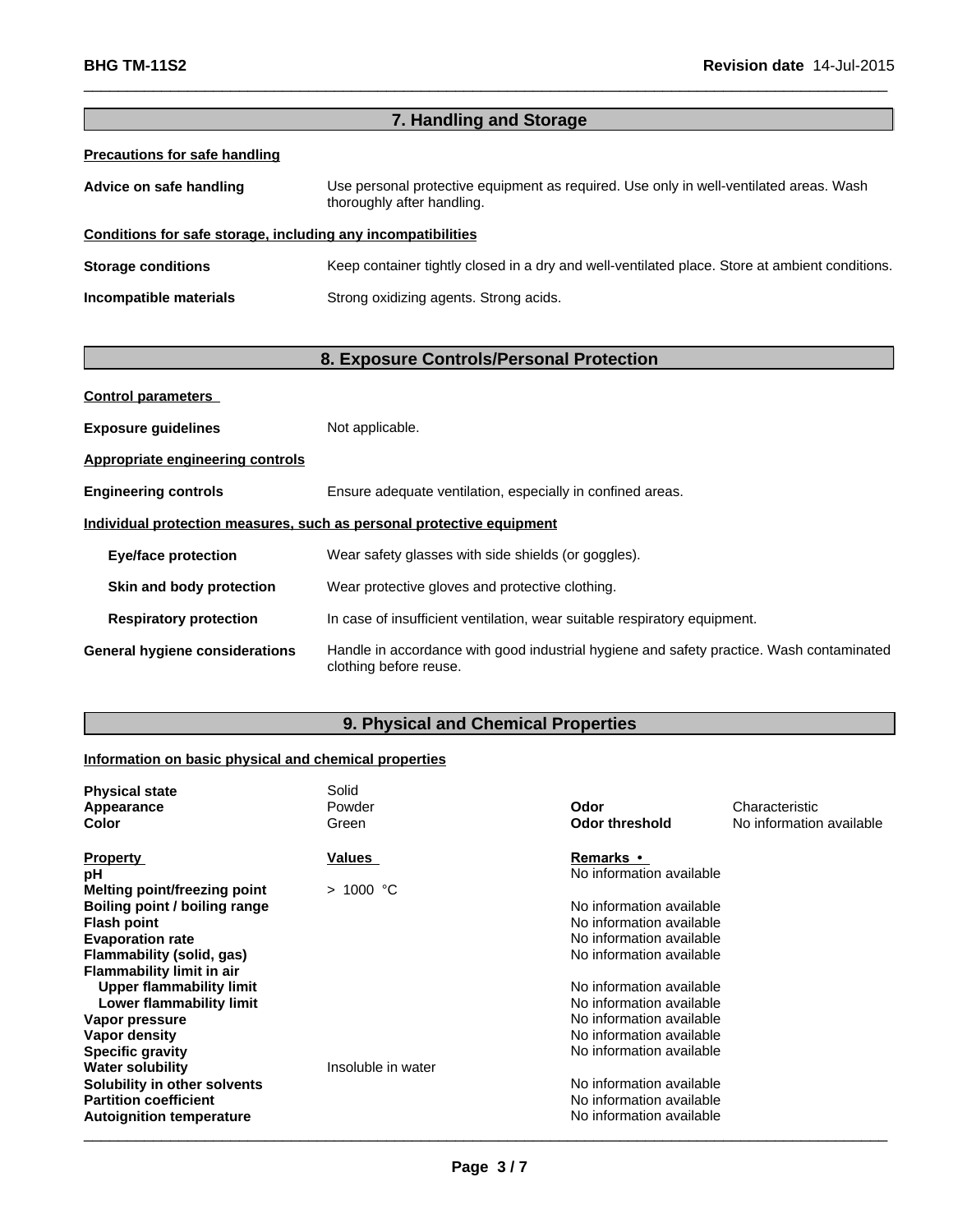## 7. Handling and Storage

**Precautions for safe handling**

**Advice on safe handling** Use personal protective equipment as required. Use only in well-ventilated areas. Wash thoroughly after handling.

**Conditions for safe storage, including any incompatibilities**

**Storage conditions** Keep container tightly closed in a dry and well-ventilated place. Store at ambient conditions.

**Incompatible materials** Strong oxidizing agents. Strong acids.

## 8. Exposure Controls/Personal Protection

**Control parameters**

**Exposure guidelines** Not applicable.

**Appropriate engineering controls**

**Engineering controls** Ensure adequate ventilation, especially in confined areas.

**Individual protection measures, such as personal protective equipment**

**Eye/face protection** Wear safety glasses with side shields (or goggles).

**Skin and body protection** Wear protective gloves and protective clothing.

**Respiratory protection** In case of insufficient ventilation, wear suitable respiratory equipment.

**General hygiene considerations** Handle in accordance with good industrial hygiene and safety practice. Wash contaminated clothing before reuse.

## 9. Physical and Chemical Properties

**Information on basic physical and chemical properties**

| | | | |
|---|---|---|---|
| **Physical state** | Solid | | |
| **Appearance** | Powder | **Odor** | Characteristic |
| **Color** | Green | **Odor threshold** | No information available |

| **Property** | **Values** | **Remarks •** |
|---|---|---|
| **pH** | | No information available |
| **Melting point/freezing point** | > 1000 °C | |
| **Boiling point / boiling range** | | No information available |
| **Flash point** | | No information available |
| **Evaporation rate** | | No information available |
| **Flammability (solid, gas)** | | No information available |
| **Flammability limit in air** | | |
| **Upper flammability limit** | | No information available |
| **Lower flammability limit** | | No information available |
| **Vapor pressure** | | No information available |
| **Vapor density** | | No information available |
| **Specific gravity** | | No information available |
| **Water solubility** | Insoluble in water | |
| **Solubility in other solvents** | | No information available |
| **Partition coefficient** | | No information available |
| **Autoignition temperature** | | No information available |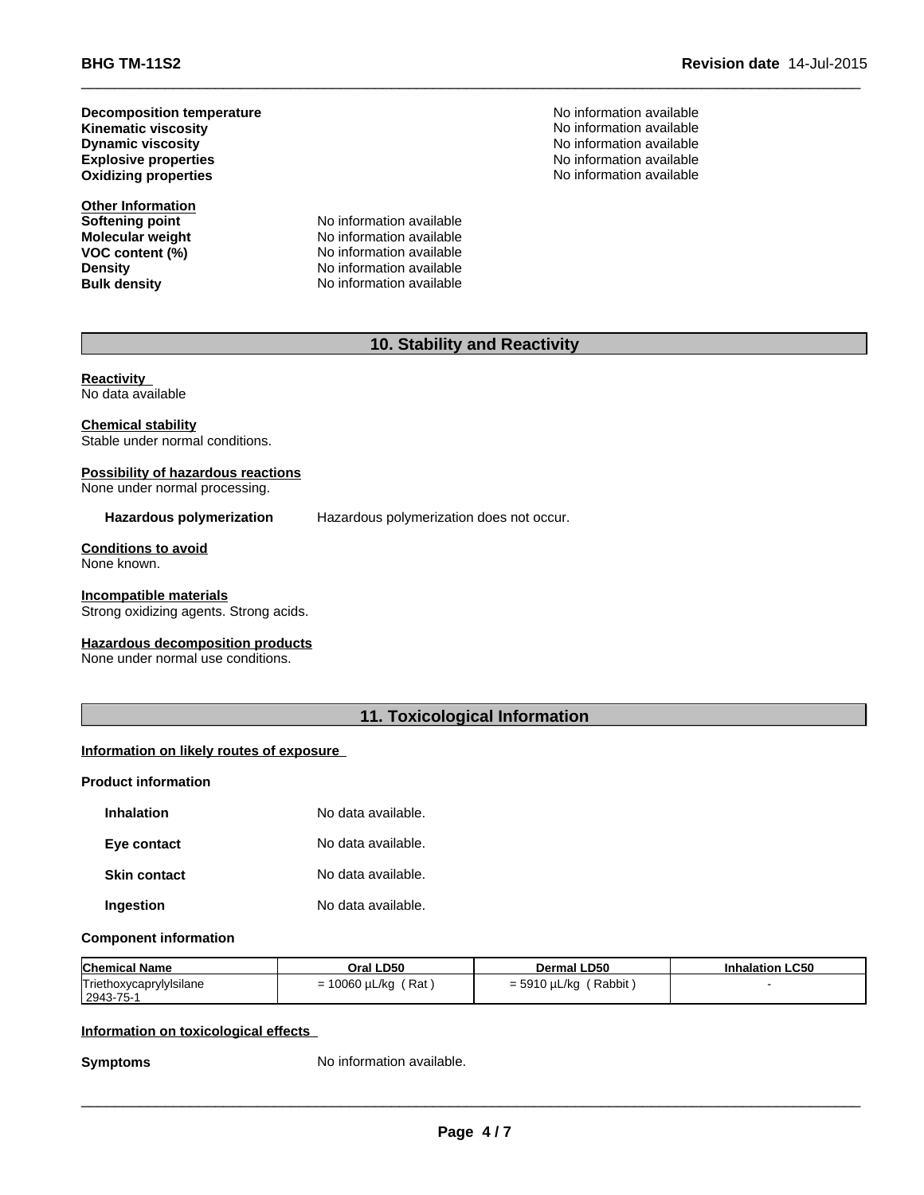| | |
|---|---|
| **Decomposition temperature** | No information available |
| **Kinematic viscosity** | No information available |
| **Dynamic viscosity** | No information available |
| **Explosive properties** | No information available |
| **Oxidizing properties** | No information available |

**Other Information**

| | |
|---|---|
| **Softening point** | No information available |
| **Molecular weight** | No information available |
| **VOC content (%)** | No information available |
| **Density** | No information available |
| **Bulk density** | No information available |

## 10. Stability and Reactivity

**Reactivity**
No data available

**Chemical stability**
Stable under normal conditions.

**Possibility of hazardous reactions**
None under normal processing.

**Hazardous polymerization** Hazardous polymerization does not occur.

**Conditions to avoid**
None known.

**Incompatible materials**
Strong oxidizing agents. Strong acids.

**Hazardous decomposition products**
None under normal use conditions.

## 11. Toxicological Information

**Information on likely routes of exposure**

**Product information**

| | |
|---|---|
| **Inhalation** | No data available. |
| **Eye contact** | No data available. |
| **Skin contact** | No data available. |
| **Ingestion** | No data available. |

**Component information**

| Chemical Name | Oral LD50 | Dermal LD50 | Inhalation LC50 |
|---|---|---|---|
| Triethoxycaprylylsilane 2943-75-1 | = 10060 µL/kg ( Rat ) | = 5910 µL/kg ( Rabbit ) | - |

**Information on toxicological effects**

**Symptoms** No information available.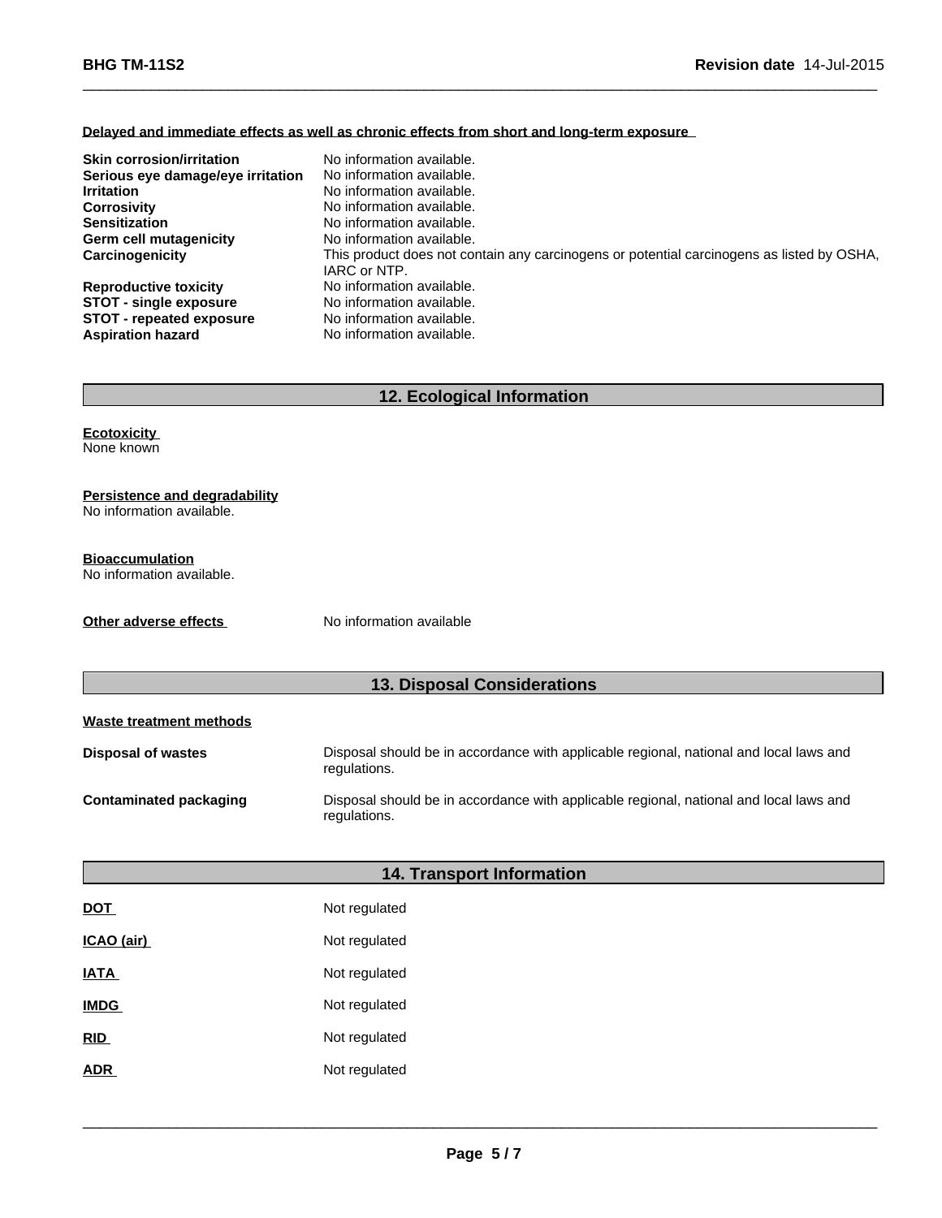**Delayed and immediate effects as well as chronic effects from short and long-term exposure**

| | |
|---|---|
| **Skin corrosion/irritation** | No information available. |
| **Serious eye damage/eye irritation** | No information available. |
| **Irritation** | No information available. |
| **Corrosivity** | No information available. |
| **Sensitization** | No information available. |
| **Germ cell mutagenicity** | No information available. |
| **Carcinogenicity** | This product does not contain any carcinogens or potential carcinogens as listed by OSHA, IARC or NTP. |
| **Reproductive toxicity** | No information available. |
| **STOT - single exposure** | No information available. |
| **STOT - repeated exposure** | No information available. |
| **Aspiration hazard** | No information available. |

## 12. Ecological Information

**Ecotoxicity**
None known

**Persistence and degradability**
No information available.

**Bioaccumulation**
No information available.

**Other adverse effects** No information available

## 13. Disposal Considerations

**Waste treatment methods**

| | |
|---|---|
| **Disposal of wastes** | Disposal should be in accordance with applicable regional, national and local laws and regulations. |
| **Contaminated packaging** | Disposal should be in accordance with applicable regional, national and local laws and regulations. |

## 14. Transport Information

| | |
|---|---|
| **DOT** | Not regulated |
| **ICAO (air)** | Not regulated |
| **IATA** | Not regulated |
| **IMDG** | Not regulated |
| **RID** | Not regulated |
| **ADR** | Not regulated |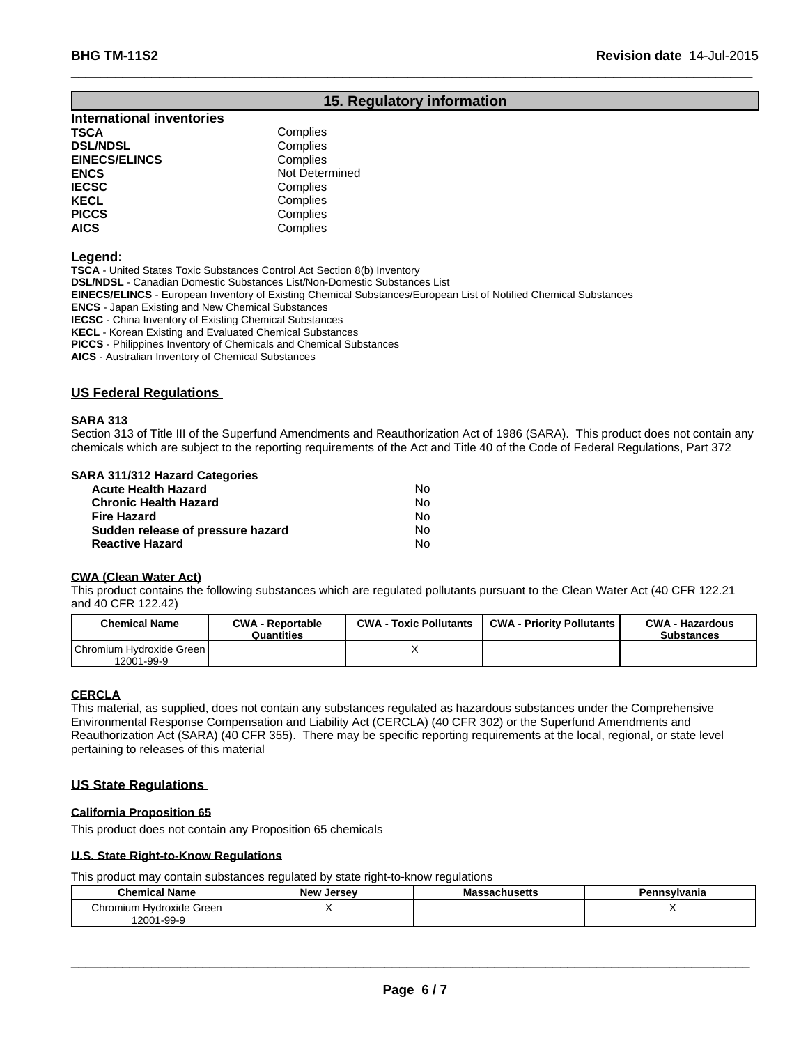## 15. Regulatory information

### International inventories

| | |
|---|---|
| **TSCA** | Complies |
| **DSL/NDSL** | Complies |
| **EINECS/ELINCS** | Complies |
| **ENCS** | Not Determined |
| **IECSC** | Complies |
| **KECL** | Complies |
| **PICCS** | Complies |
| **AICS** | Complies |

**Legend:**

**TSCA** - United States Toxic Substances Control Act Section 8(b) Inventory
**DSL/NDSL** - Canadian Domestic Substances List/Non-Domestic Substances List
**EINECS/ELINCS** - European Inventory of Existing Chemical Substances/European List of Notified Chemical Substances
**ENCS** - Japan Existing and New Chemical Substances
**IECSC** - China Inventory of Existing Chemical Substances
**KECL** - Korean Existing and Evaluated Chemical Substances
**PICCS** - Philippines Inventory of Chemicals and Chemical Substances
**AICS** - Australian Inventory of Chemical Substances

### US Federal Regulations

**SARA 313**

Section 313 of Title III of the Superfund Amendments and Reauthorization Act of 1986 (SARA). This product does not contain any chemicals which are subject to the reporting requirements of the Act and Title 40 of the Code of Federal Regulations, Part 372

**SARA 311/312 Hazard Categories**

| | |
|---|---|
| **Acute Health Hazard** | No |
| **Chronic Health Hazard** | No |
| **Fire Hazard** | No |
| **Sudden release of pressure hazard** | No |
| **Reactive Hazard** | No |

**CWA (Clean Water Act)**

This product contains the following substances which are regulated pollutants pursuant to the Clean Water Act (40 CFR 122.21 and 40 CFR 122.42)

| Chemical Name | CWA - Reportable Quantities | CWA - Toxic Pollutants | CWA - Priority Pollutants | CWA - Hazardous Substances |
|---|---|---|---|---|
| Chromium Hydroxide Green 12001-99-9 | | X | | |

**CERCLA**

This material, as supplied, does not contain any substances regulated as hazardous substances under the Comprehensive Environmental Response Compensation and Liability Act (CERCLA) (40 CFR 302) or the Superfund Amendments and Reauthorization Act (SARA) (40 CFR 355). There may be specific reporting requirements at the local, regional, or state level pertaining to releases of this material

### US State Regulations

**California Proposition 65**

This product does not contain any Proposition 65 chemicals

**U.S. State Right-to-Know Regulations**

This product may contain substances regulated by state right-to-know regulations

| Chemical Name | New Jersey | Massachusetts | Pennsylvania |
|---|---|---|---|
| Chromium Hydroxide Green 12001-99-9 | X | | X |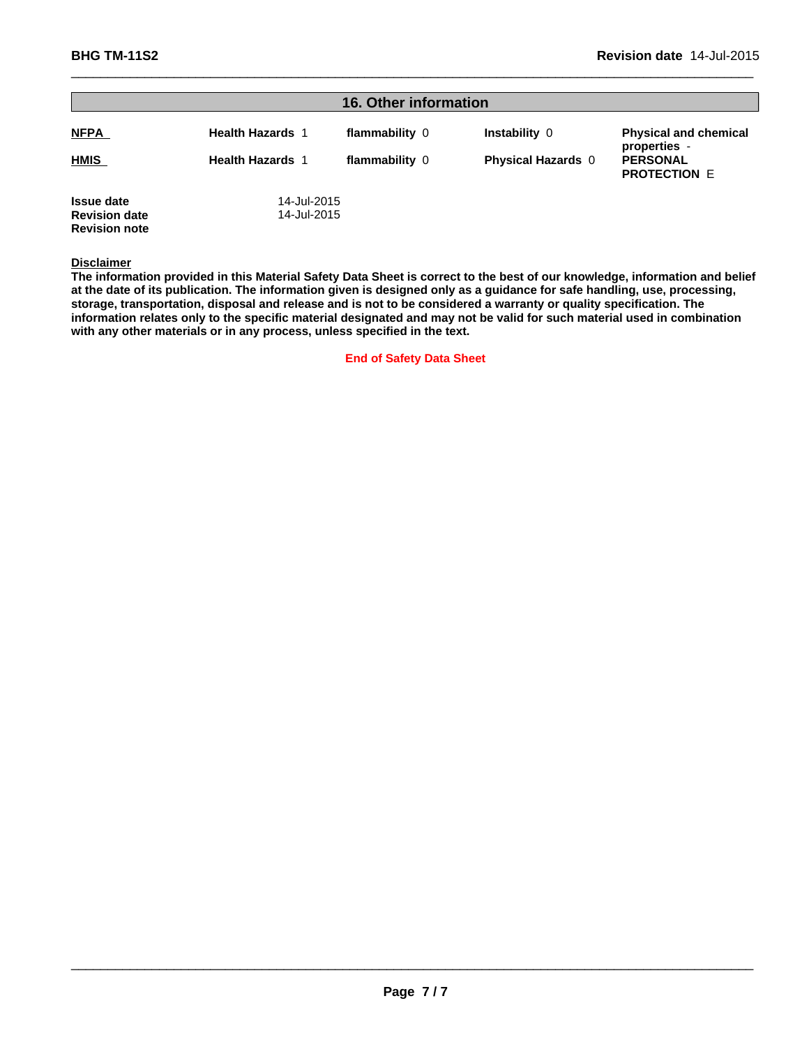## 16. Other information

| | | | | |
|---|---|---|---|---|
| **NFPA** | **Health Hazards** 1 | **flammability** 0 | **Instability** 0 | **Physical and chemical properties** - |
| **HMIS** | **Health Hazards** 1 | **flammability** 0 | **Physical Hazards** 0 | **PERSONAL PROTECTION** E |

| | |
|---|---|
| **Issue date** | 14-Jul-2015 |
| **Revision date** | 14-Jul-2015 |
| **Revision note** | |

**Disclaimer**

**The information provided in this Material Safety Data Sheet is correct to the best of our knowledge, information and belief at the date of its publication. The information given is designed only as a guidance for safe handling, use, processing, storage, transportation, disposal and release and is not to be considered a warranty or quality specification. The information relates only to the specific material designated and may not be valid for such material used in combination with any other materials or in any process, unless specified in the text.**

**End of Safety Data Sheet**